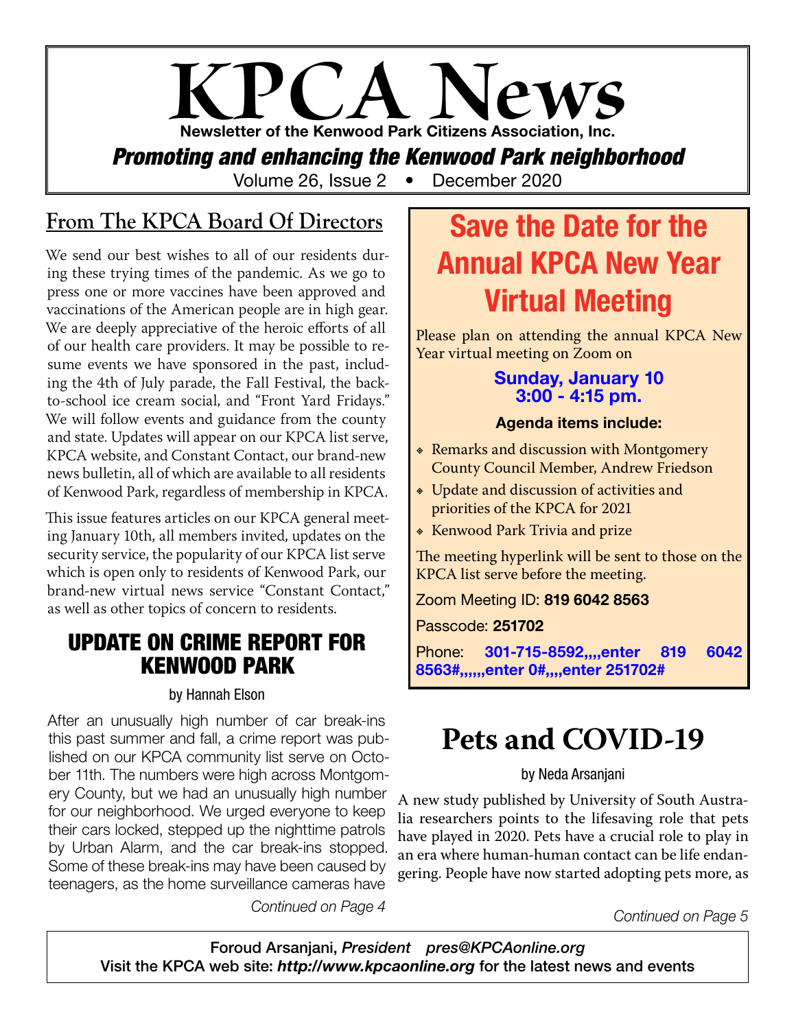# KPCA News

**Newsletter of the Kenwood Park Citizens Association, Inc.**

***Promoting and enhancing the Kenwood Park neighborhood***

Volume 26, Issue 2 • December 2020

## From The KPCA Board Of Directors

We send our best wishes to all of our residents during these trying times of the pandemic. As we go to press one or more vaccines have been approved and vaccinations of the American people are in high gear. We are deeply appreciative of the heroic efforts of all of our health care providers. It may be possible to resume events we have sponsored in the past, including the 4th of July parade, the Fall Festival, the back-to-school ice cream social, and "Front Yard Fridays." We will follow events and guidance from the county and state. Updates will appear on our KPCA list serve, KPCA website, and Constant Contact, our brand-new news bulletin, all of which are available to all residents of Kenwood Park, regardless of membership in KPCA.

This issue features articles on our KPCA general meeting January 10th, all members invited, updates on the security service, the popularity of our KPCA list serve which is open only to residents of Kenwood Park, our brand-new virtual news service "Constant Contact," as well as other topics of concern to residents.

## UPDATE ON CRIME REPORT FOR KENWOOD PARK

by Hannah Elson

After an unusually high number of car break-ins this past summer and fall, a crime report was published on our KPCA community list serve on October 11th. The numbers were high across Montgomery County, but we had an unusually high number for our neighborhood. We urged everyone to keep their cars locked, stepped up the nighttime patrols by Urban Alarm, and the car break-ins stopped. Some of these break-ins may have been caused by teenagers, as the home surveillance cameras have

*Continued on Page 4*

## Save the Date for the Annual KPCA New Year Virtual Meeting

Please plan on attending the annual KPCA New Year virtual meeting on Zoom on

**Sunday, January 10**
**3:00 - 4:15 pm.**

**Agenda items include:**

- Remarks and discussion with Montgomery County Council Member, Andrew Friedson
- Update and discussion of activities and priorities of the KPCA for 2021
- Kenwood Park Trivia and prize

The meeting hyperlink will be sent to those on the KPCA list serve before the meeting.

Zoom Meeting ID: **819 6042 8563**

Passcode: **251702**

Phone: **301-715-8592,,,,enter 819 6042 8563#,,,,,,enter 0#,,,,enter 251702#**

## Pets and COVID-19

by Neda Arsanjani

A new study published by University of South Australia researchers points to the lifesaving role that pets have played in 2020. Pets have a crucial role to play in an era where human-human contact can be life endangering. People have now started adopting pets more, as

*Continued on Page 5*

---

Foroud Arsanjani, *President* *pres@KPCAonline.org*
Visit the KPCA web site: ***http://www.kpcaonline.org*** for the latest news and events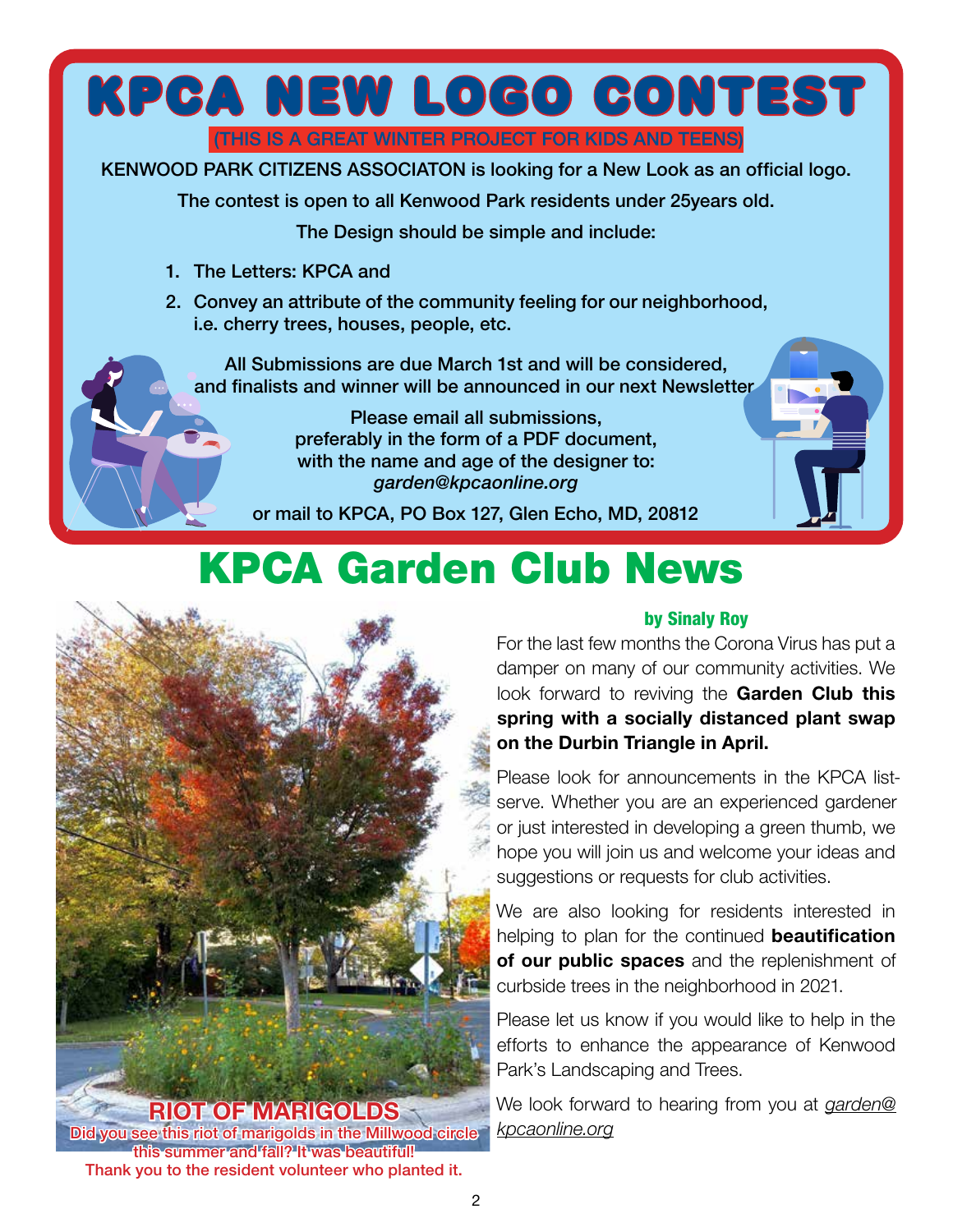# KPCA NEW LOGO CONTEST

(THIS IS A GREAT WINTER PROJECT FOR KIDS AND TEENS)

**KENWOOD PARK CITIZENS ASSOCIATON is looking for a New Look as an official logo.**

**The contest is open to all Kenwood Park residents under 25years old.**

**The Design should be simple and include:**

1. **The Letters: KPCA and**
2. **Convey an attribute of the community feeling for our neighborhood, i.e. cherry trees, houses, people, etc.**

**All Submissions are due March 1st and will be considered, and finalists and winner will be announced in our next Newsletter**

**Please email all submissions, preferably in the form of a PDF document, with the name and age of the designer to:** ***garden@kpcaonline.org***

**or mail to KPCA, PO Box 127, Glen Echo, MD, 20812**

# KPCA Garden Club News

**RIOT OF MARIGOLDS**

**Did you see this riot of marigolds in the Millwood circle this summer and fall? It was beautiful! Thank you to the resident volunteer who planted it.**

**by Sinaly Roy**

For the last few months the Corona Virus has put a damper on many of our community activities. We look forward to reviving the **Garden Club this spring with a socially distanced plant swap on the Durbin Triangle in April.**

Please look for announcements in the KPCA list-serve. Whether you are an experienced gardener or just interested in developing a green thumb, we hope you will join us and welcome your ideas and suggestions or requests for club activities.

We are also looking for residents interested in helping to plan for the continued **beautification of our public spaces** and the replenishment of curbside trees in the neighborhood in 2021.

Please let us know if you would like to help in the efforts to enhance the appearance of Kenwood Park's Landscaping and Trees.

We look forward to hearing from you at *garden@kpcaonline.org*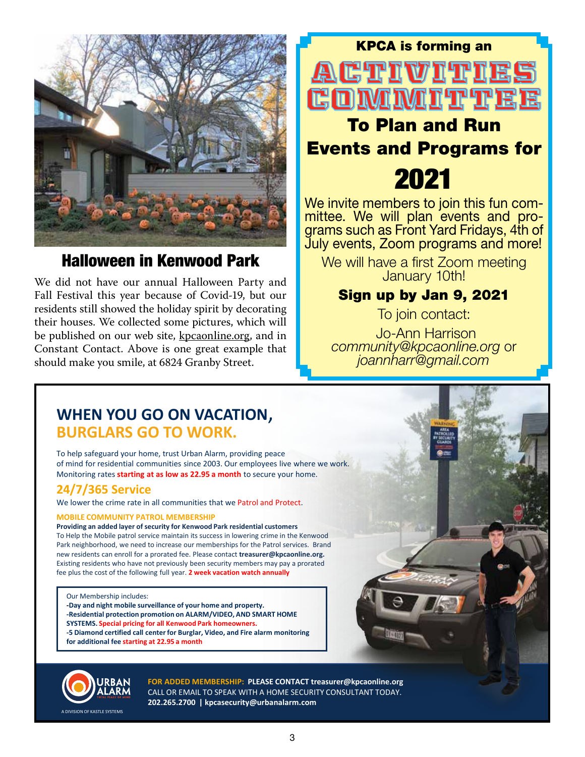## Halloween in Kenwood Park

We did not have our annual Halloween Party and Fall Festival this year because of Covid-19, but our residents still showed the holiday spirit by decorating their houses. We collected some pictures, which will be published on our web site, kpcaonline.org, and in Constant Contact. Above is one great example that should make you smile, at 6824 Granby Street.

**KPCA is forming an**

# ACTIVITIES COMMITTEE

## To Plan and Run Events and Programs for

# 2021

We invite members to join this fun committee. We will plan events and programs such as Front Yard Fridays, 4th of July events, Zoom programs and more!

We will have a first Zoom meeting January 10th!

**Sign up by Jan 9, 2021**

To join contact:

Jo-Ann Harrison
*community@kpcaonline.org* or
*joannharr@gmail.com*

## WHEN YOU GO ON VACATION, BURGLARS GO TO WORK.

To help safeguard your home, trust Urban Alarm, providing peace of mind for residential communities since 2003. Our employees live where we work. Monitoring rates **starting at as low as 22.95 a month** to secure your home.

### 24/7/365 Service

We lower the crime rate in all communities that we Patrol and Protect.

**MOBILE COMMUNITY PATROL MEMBERSHIP**

**Providing an added layer of security for Kenwood Park residential customers**
To Help the Mobile patrol service maintain its success in lowering crime in the Kenwood Park neighborhood, we need to increase our memberships for the Patrol services. Brand new residents can enroll for a prorated fee. Please contact **treasurer@kpcaonline.org.** Existing residents who have not previously been security members may pay a prorated fee plus the cost of the following full year. **2 week vacation watch annually**

Our Membership includes:
- **Day and night mobile surveillance of your home and property.**
- **Residential protection promotion on ALARM/VIDEO, AND SMART HOME SYSTEMS. Special pricing for all Kenwood Park homeowners.**
- **5 Diamond certified call center for Burglar, Video, and Fire alarm monitoring for additional fee starting at 22.95 a month**

URBAN ALARM
TOTAL PEACE OF MIND
A DIVISION OF KASTLE SYSTEMS

**FOR ADDED MEMBERSHIP: PLEASE CONTACT treasurer@kpcaonline.org**
CALL OR EMAIL TO SPEAK WITH A HOME SECURITY CONSULTANT TODAY.
**202.265.2700 | kpcasecurity@urbanalarm.com**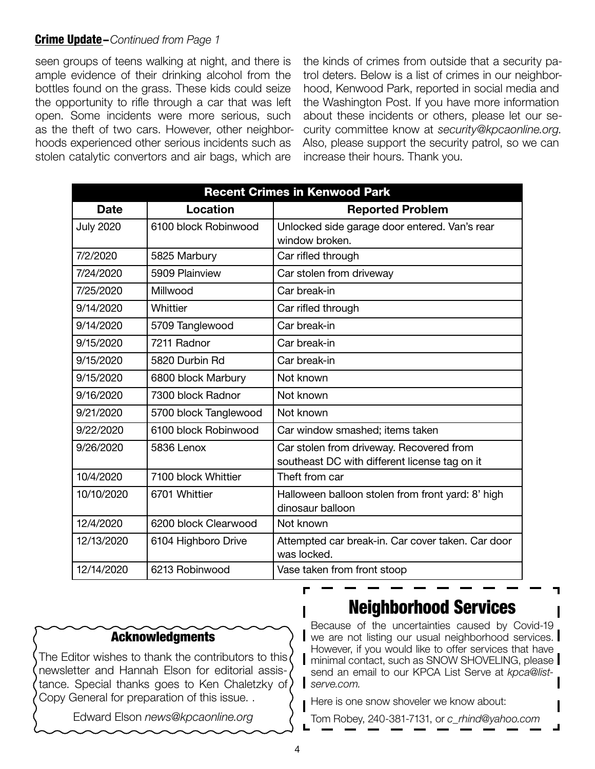**Crime Update**–*Continued from Page 1*

seen groups of teens walking at night, and there is ample evidence of their drinking alcohol from the bottles found on the grass. These kids could seize the opportunity to rifle through a car that was left open. Some incidents were more serious, such as the theft of two cars. However, other neighborhoods experienced other serious incidents such as stolen catalytic convertors and air bags, which are the kinds of crimes from outside that a security patrol deters. Below is a list of crimes in our neighborhood, Kenwood Park, reported in social media and the Washington Post. If you have more information about these incidents or others, please let our security committee know at *security@kpcaonline.org*. Also, please support the security patrol, so we can increase their hours. Thank you.

**Recent Crimes in Kenwood Park**

| Date | Location | Reported Problem |
|---|---|---|
| July 2020 | 6100 block Robinwood | Unlocked side garage door entered. Van's rear window broken. |
| 7/2/2020 | 5825 Marbury | Car rifled through |
| 7/24/2020 | 5909 Plainview | Car stolen from driveway |
| 7/25/2020 | Millwood | Car break-in |
| 9/14/2020 | Whittier | Car rifled through |
| 9/14/2020 | 5709 Tanglewood | Car break-in |
| 9/15/2020 | 7211 Radnor | Car break-in |
| 9/15/2020 | 5820 Durbin Rd | Car break-in |
| 9/15/2020 | 6800 block Marbury | Not known |
| 9/16/2020 | 7300 block Radnor | Not known |
| 9/21/2020 | 5700 block Tanglewood | Not known |
| 9/22/2020 | 6100 block Robinwood | Car window smashed; items taken |
| 9/26/2020 | 5836 Lenox | Car stolen from driveway. Recovered from southeast DC with different license tag on it |
| 10/4/2020 | 7100 block Whittier | Theft from car |
| 10/10/2020 | 6701 Whittier | Halloween balloon stolen from front yard: 8' high dinosaur balloon |
| 12/4/2020 | 6200 block Clearwood | Not known |
| 12/13/2020 | 6104 Highboro Drive | Attempted car break-in. Car cover taken. Car door was locked. |
| 12/14/2020 | 6213 Robinwood | Vase taken from front stoop |

## Acknowledgments

The Editor wishes to thank the contributors to this newsletter and Hannah Elson for editorial assistance. Special thanks goes to Ken Chaletzky of Copy General for preparation of this issue. .

Edward Elson *news@kpcaonline.org*

## Neighborhood Services

Because of the uncertainties caused by Covid-19 we are not listing our usual neighborhood services. However, if you would like to offer services that have minimal contact, such as SNOW SHOVELING, please send an email to our KPCA List Serve at *kpca@listserve.com.*

Here is one snow shoveler we know about:

Tom Robey, 240-381-7131, or *c_rhind@yahoo.com*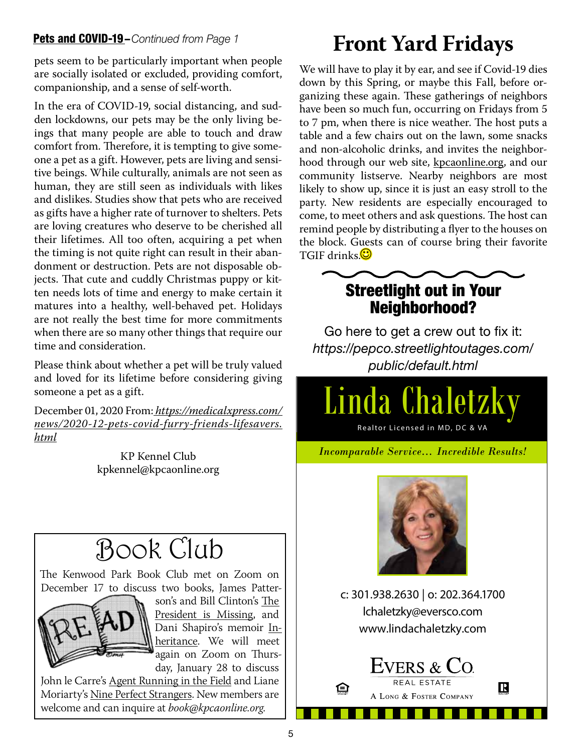**Pets and COVID-19** – *Continued from Page 1*

pets seem to be particularly important when people are socially isolated or excluded, providing comfort, companionship, and a sense of self-worth.

In the era of COVID-19, social distancing, and sudden lockdowns, our pets may be the only living beings that many people are able to touch and draw comfort from. Therefore, it is tempting to give someone a pet as a gift. However, pets are living and sensitive beings. While culturally, animals are not seen as human, they are still seen as individuals with likes and dislikes. Studies show that pets who are received as gifts have a higher rate of turnover to shelters. Pets are loving creatures who deserve to be cherished all their lifetimes. All too often, acquiring a pet when the timing is not quite right can result in their abandonment or destruction. Pets are not disposable objects. That cute and cuddly Christmas puppy or kitten needs lots of time and energy to make certain it matures into a healthy, well-behaved pet. Holidays are not really the best time for more commitments when there are so many other things that require our time and consideration.

Please think about whether a pet will be truly valued and loved for its lifetime before considering giving someone a pet as a gift.

December 01, 2020 From: *https://medicalxpress.com/news/2020-12-pets-covid-furry-friends-lifesavers.html*

KP Kennel Club
kpkennel@kpcaonline.org

# Book Club

The Kenwood Park Book Club met on Zoom on December 17 to discuss two books, James Patterson's and Bill Clinton's The President is Missing, and Dani Shapiro's memoir Inheritance. We will meet again on Zoom on Thursday, January 28 to discuss John le Carre's Agent Running in the Field and Liane Moriarty's Nine Perfect Strangers. New members are welcome and can inquire at *book@kpcaonline.org*.

# Front Yard Fridays

We will have to play it by ear, and see if Covid-19 dies down by this Spring, or maybe this Fall, before organizing these again. These gatherings of neighbors have been so much fun, occurring on Fridays from 5 to 7 pm, when there is nice weather. The host puts a table and a few chairs out on the lawn, some snacks and non-alcoholic drinks, and invites the neighborhood through our web site, kpcaonline.org, and our community listserve. Nearby neighbors are most likely to show up, since it is just an easy stroll to the party. New residents are especially encouraged to come, to meet others and ask questions. The host can remind people by distributing a flyer to the houses on the block. Guests can of course bring their favorite TGIF drinks.☺

## Streetlight out in Your Neighborhood?

Go here to get a crew out to fix it:
*https://pepco.streetlightoutages.com/public/default.html*

# Linda Chaletzky

Realtor Licensed in MD, DC & VA

*Incomparable Service… Incredible Results!*

c: 301.938.2630 | o: 202.364.1700
lchaletzky@eversco.com
www.lindachaletzky.com

EVERS & CO.
REAL ESTATE
A LONG & FOSTER COMPANY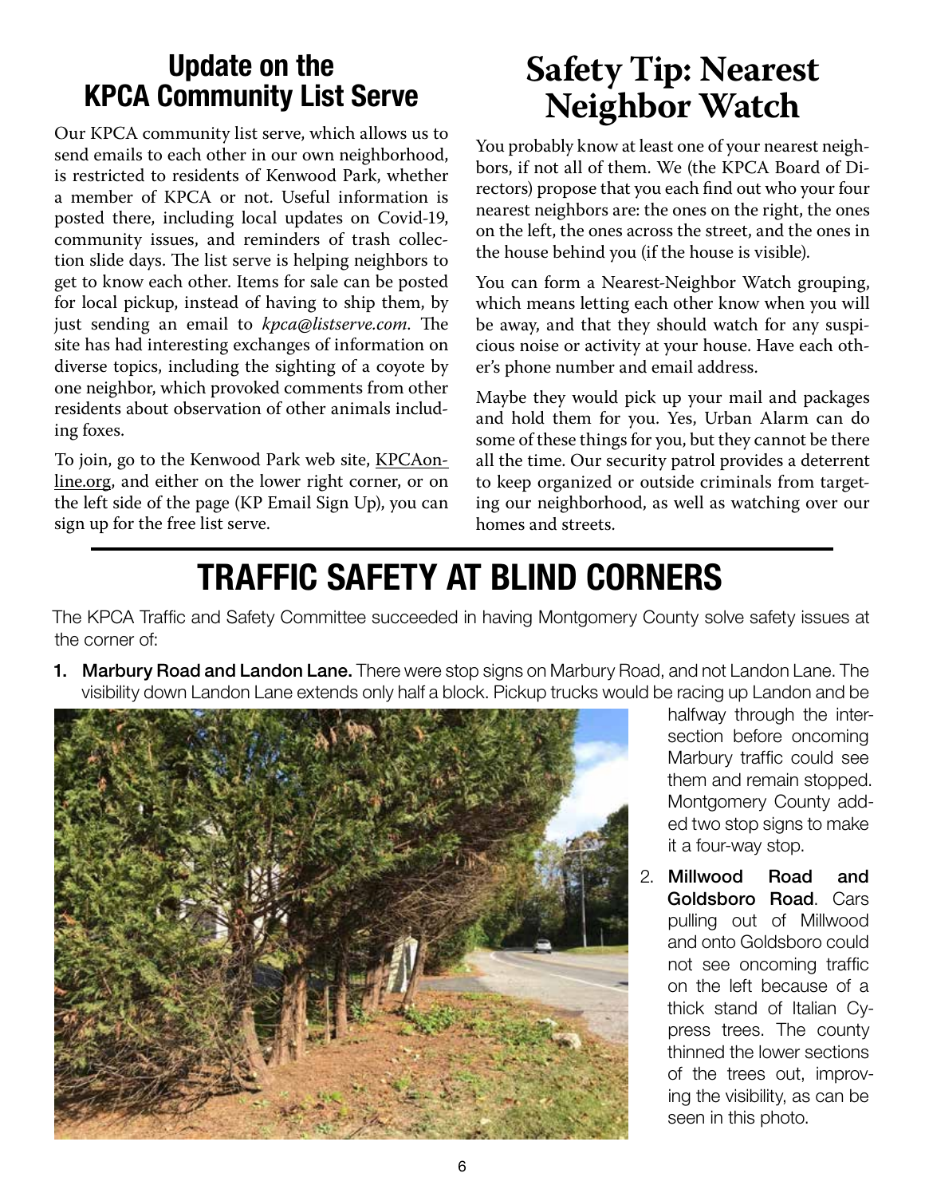## Update on the KPCA Community List Serve

Our KPCA community list serve, which allows us to send emails to each other in our own neighborhood, is restricted to residents of Kenwood Park, whether a member of KPCA or not. Useful information is posted there, including local updates on Covid-19, community issues, and reminders of trash collection slide days. The list serve is helping neighbors to get to know each other. Items for sale can be posted for local pickup, instead of having to ship them, by just sending an email to *kpca@listserve.com*. The site has had interesting exchanges of information on diverse topics, including the sighting of a coyote by one neighbor, which provoked comments from other residents about observation of other animals including foxes.

To join, go to the Kenwood Park web site, KPCAonline.org, and either on the lower right corner, or on the left side of the page (KP Email Sign Up), you can sign up for the free list serve.

## Safety Tip: Nearest Neighbor Watch

You probably know at least one of your nearest neighbors, if not all of them. We (the KPCA Board of Directors) propose that you each find out who your four nearest neighbors are: the ones on the right, the ones on the left, the ones across the street, and the ones in the house behind you (if the house is visible).

You can form a Nearest-Neighbor Watch grouping, which means letting each other know when you will be away, and that they should watch for any suspicious noise or activity at your house. Have each other's phone number and email address.

Maybe they would pick up your mail and packages and hold them for you. Yes, Urban Alarm can do some of these things for you, but they cannot be there all the time. Our security patrol provides a deterrent to keep organized or outside criminals from targeting our neighborhood, as well as watching over our homes and streets.

# TRAFFIC SAFETY AT BLIND CORNERS

The KPCA Traffic and Safety Committee succeeded in having Montgomery County solve safety issues at the corner of:

1. **Marbury Road and Landon Lane.** There were stop signs on Marbury Road, and not Landon Lane. The visibility down Landon Lane extends only half a block. Pickup trucks would be racing up Landon and be halfway through the intersection before oncoming Marbury traffic could see them and remain stopped. Montgomery County added two stop signs to make it a four-way stop.
2. **Millwood Road and Goldsboro Road**. Cars pulling out of Millwood and onto Goldsboro could not see oncoming traffic on the left because of a thick stand of Italian Cypress trees. The county thinned the lower sections of the trees out, improving the visibility, as can be seen in this photo.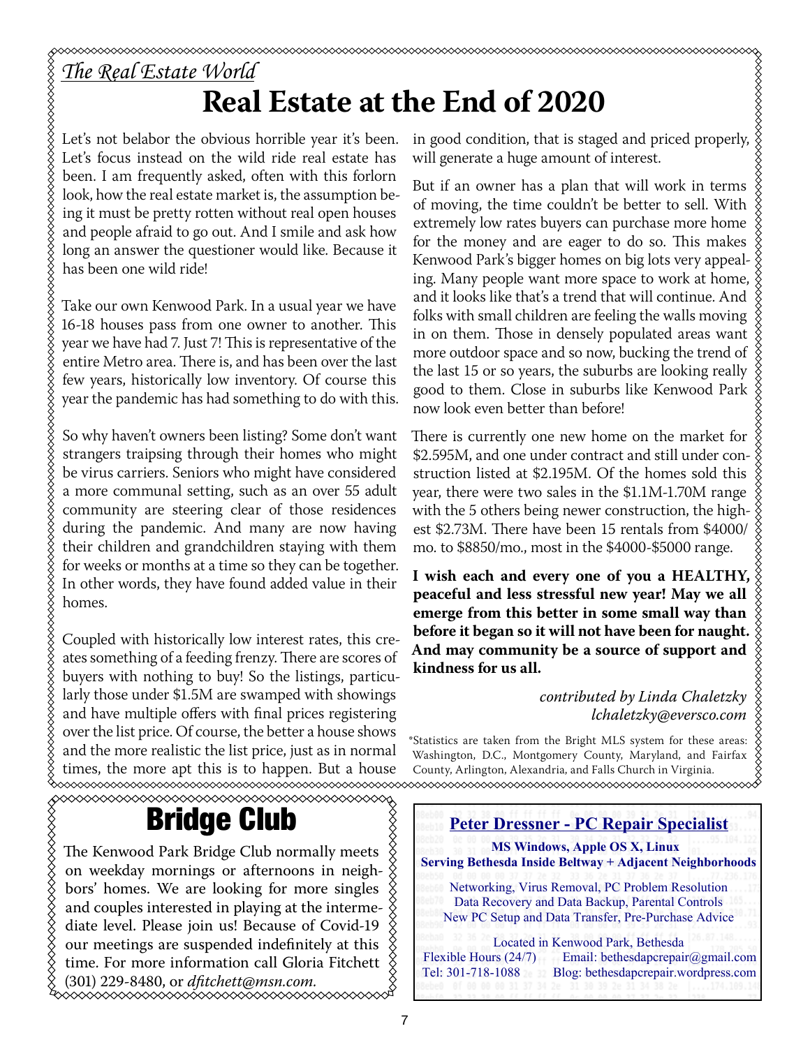*The Real Estate World*

# Real Estate at the End of 2020

Let's not belabor the obvious horrible year it's been. Let's focus instead on the wild ride real estate has been. I am frequently asked, often with this forlorn look, how the real estate market is, the assumption being it must be pretty rotten without real open houses and people afraid to go out. And I smile and ask how long an answer the questioner would like. Because it has been one wild ride!

Take our own Kenwood Park. In a usual year we have 16-18 houses pass from one owner to another. This year we have had 7. Just 7! This is representative of the entire Metro area. There is, and has been over the last few years, historically low inventory. Of course this year the pandemic has had something to do with this.

So why haven't owners been listing? Some don't want strangers traipsing through their homes who might be virus carriers. Seniors who might have considered a more communal setting, such as an over 55 adult community are steering clear of those residences during the pandemic. And many are now having their children and grandchildren staying with them for weeks or months at a time so they can be together. In other words, they have found added value in their homes.

Coupled with historically low interest rates, this creates something of a feeding frenzy. There are scores of buyers with nothing to buy! So the listings, particularly those under $1.5M are swamped with showings and have multiple offers with final prices registering over the list price. Of course, the better a house shows and the more realistic the list price, just as in normal times, the more apt this is to happen. But a house in good condition, that is staged and priced properly, will generate a huge amount of interest.

But if an owner has a plan that will work in terms of moving, the time couldn't be better to sell. With extremely low rates buyers can purchase more home for the money and are eager to do so. This makes Kenwood Park's bigger homes on big lots very appealing. Many people want more space to work at home, and it looks like that's a trend that will continue. And folks with small children are feeling the walls moving in on them. Those in densely populated areas want more outdoor space and so now, bucking the trend of the last 15 or so years, the suburbs are looking really good to them. Close in suburbs like Kenwood Park now look even better than before!

There is currently one new home on the market for $2.595M, and one under contract and still under construction listed at $2.195M. Of the homes sold this year, there were two sales in the $1.1M-1.70M range with the 5 others being newer construction, the highest $2.73M. There have been 15 rentals from $4000/mo. to $8850/mo., most in the $4000-$5000 range.

**I wish each and every one of you a HEALTHY, peaceful and less stressful new year! May we all emerge from this better in some small way than before it began so it will not have been for naught. And may community be a source of support and kindness for us all.**

*contributed by Linda Chaletzky*
*lchaletzky@eversco.com*

*Statistics are taken from the Bright MLS system for these areas: Washington, D.C., Montgomery County, Maryland, and Fairfax County, Arlington, Alexandria, and Falls Church in Virginia.

# Bridge Club

The Kenwood Park Bridge Club normally meets on weekday mornings or afternoons in neighbors' homes. We are looking for more singles and couples interested in playing at the intermediate level. Please join us! Because of Covid-19 our meetings are suspended indefinitely at this time. For more information call Gloria Fitchett (301) 229-8480, or *dfitchett@msn.com.*

**Peter Dressner - PC Repair Specialist**

**MS Windows, Apple OS X, Linux**
**Serving Bethesda Inside Beltway + Adjacent Neighborhoods**

Networking, Virus Removal, PC Problem Resolution
Data Recovery and Data Backup, Parental Controls
New PC Setup and Data Transfer, Pre-Purchase Advice

Located in Kenwood Park, Bethesda
Flexible Hours (24/7) Email: bethesdapcrepair@gmail.com
Tel: 301-718-1088 Blog: bethesdapcrepair.wordpress.com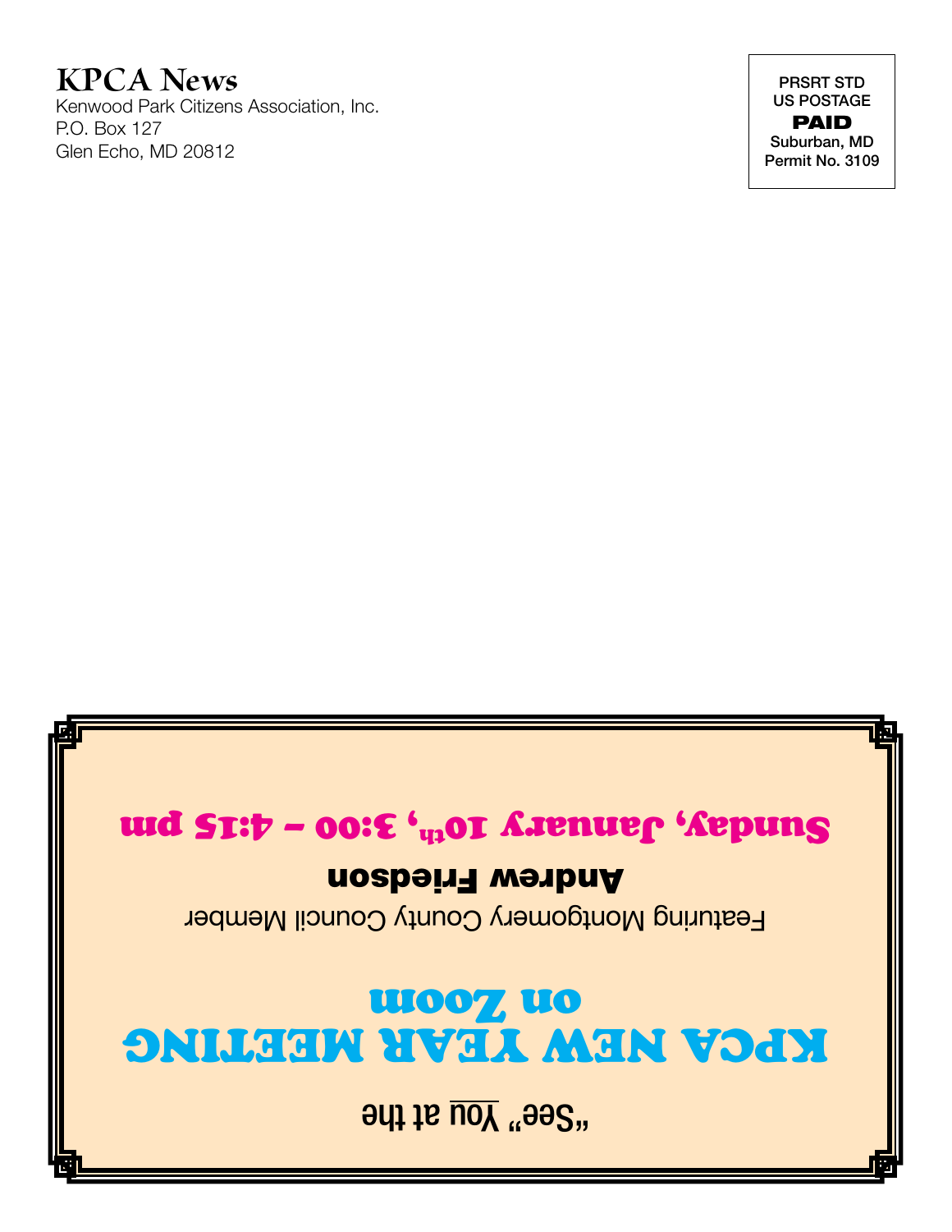# KPCA News

Kenwood Park Citizens Association, Inc.
P.O. Box 127
Glen Echo, MD 20812

PRSRT STD
US POSTAGE
**PAID**
Suburban, MD
Permit No. 3109

"See" You at the

## KPCA NEW YEAR MEETING
## on Zoom

Featuring Montgomery County Council Member

**Andrew Friedson**

**Sunday, January 10th, 3:00 – 4:15 pm**